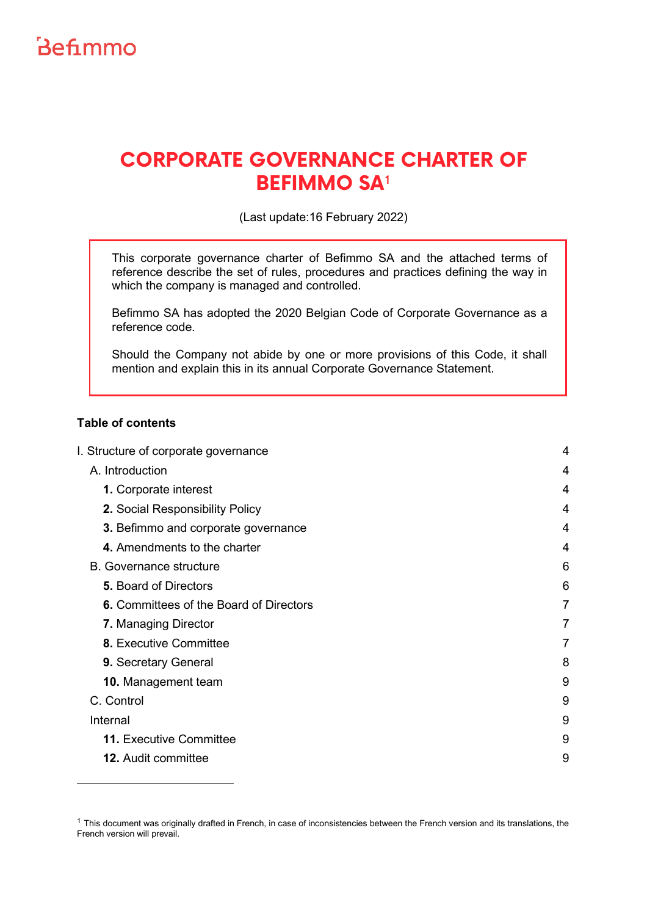Befimmo

# CORPORATE GOVERNANCE CHARTER OF BEFIMMO SA[1]

(Last update:16 February 2022)

> This corporate governance charter of Befimmo SA and the attached terms of reference describe the set of rules, procedures and practices defining the way in which the company is managed and controlled.
>
> Befimmo SA has adopted the 2020 Belgian Code of Corporate Governance as a reference code.
>
> Should the Company not abide by one or more provisions of this Code, it shall mention and explain this in its annual Corporate Governance Statement.

**Table of contents**

| | |
|---|---|
| I. Structure of corporate governance | 4 |
| A. Introduction | 4 |
| **1.** Corporate interest | 4 |
| **2.** Social Responsibility Policy | 4 |
| **3.** Befimmo and corporate governance | 4 |
| **4.** Amendments to the charter | 4 |
| B. Governance structure | 6 |
| **5.** Board of Directors | 6 |
| **6.** Committees of the Board of Directors | 7 |
| **7.** Managing Director | 7 |
| **8.** Executive Committee | 7 |
| **9.** Secretary General | 8 |
| **10.** Management team | 9 |
| C. Control | 9 |
| Internal | 9 |
| **11.** Executive Committee | 9 |
| **12.** Audit committee | 9 |

[1] This document was originally drafted in French, in case of inconsistencies between the French version and its translations, the French version will prevail.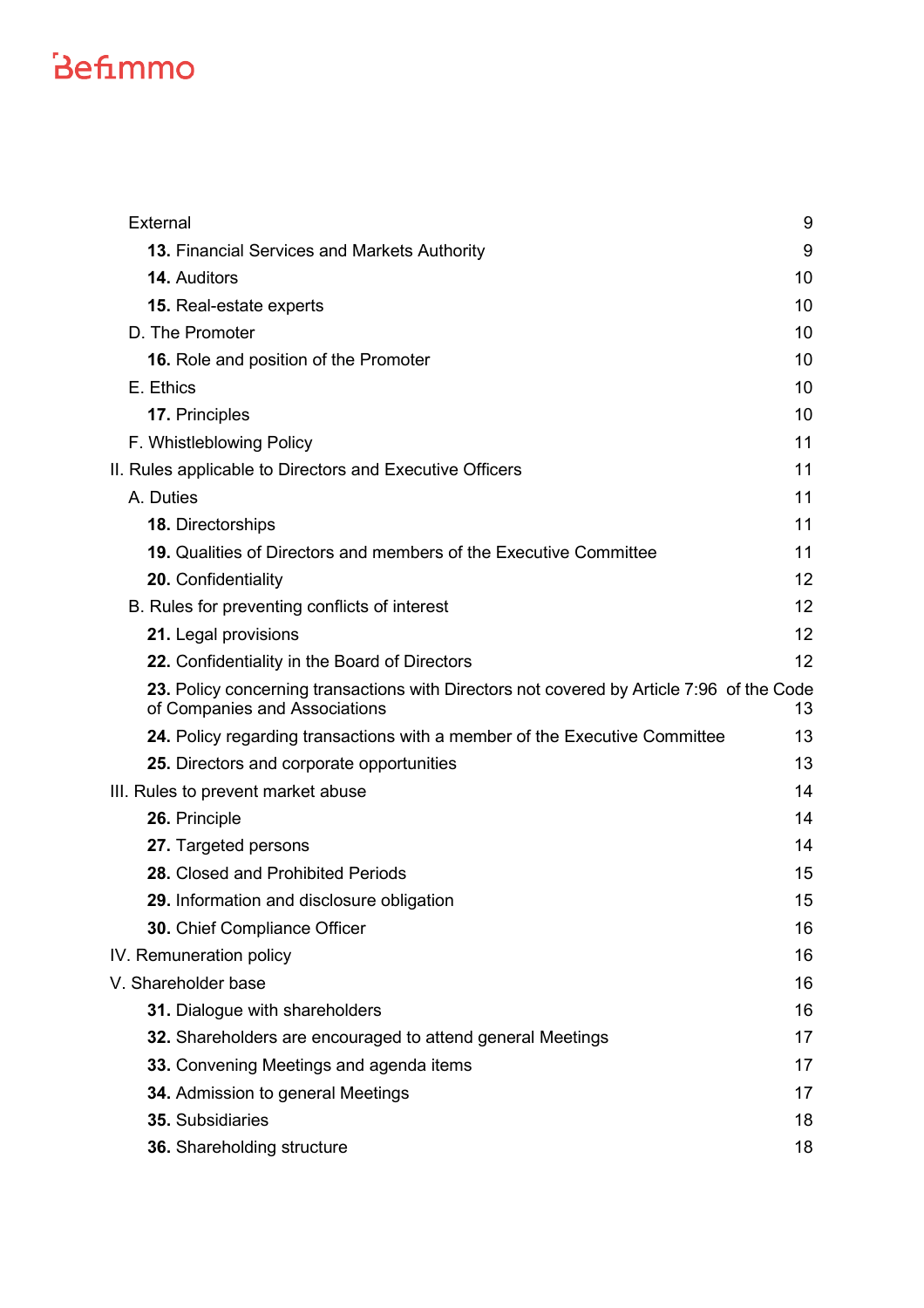External 9

**13.** Financial Services and Markets Authority 9

**14.** Auditors 10

**15.** Real-estate experts 10

D. The Promoter 10

**16.** Role and position of the Promoter 10

E. Ethics 10

**17.** Principles 10

F. Whistleblowing Policy 11

II. Rules applicable to Directors and Executive Officers 11

A. Duties 11

**18.** Directorships 11

**19.** Qualities of Directors and members of the Executive Committee 11

**20.** Confidentiality 12

B. Rules for preventing conflicts of interest 12

**21.** Legal provisions 12

**22.** Confidentiality in the Board of Directors 12

**23.** Policy concerning transactions with Directors not covered by Article 7:96 of the Code of Companies and Associations 13

**24.** Policy regarding transactions with a member of the Executive Committee 13

**25.** Directors and corporate opportunities 13

III. Rules to prevent market abuse 14

**26.** Principle 14

**27.** Targeted persons 14

**28.** Closed and Prohibited Periods 15

**29.** Information and disclosure obligation 15

**30.** Chief Compliance Officer 16

IV. Remuneration policy 16

V. Shareholder base 16

**31.** Dialogue with shareholders 16

**32.** Shareholders are encouraged to attend general Meetings 17

**33.** Convening Meetings and agenda items 17

**34.** Admission to general Meetings 17

**35.** Subsidiaries 18

**36.** Shareholding structure 18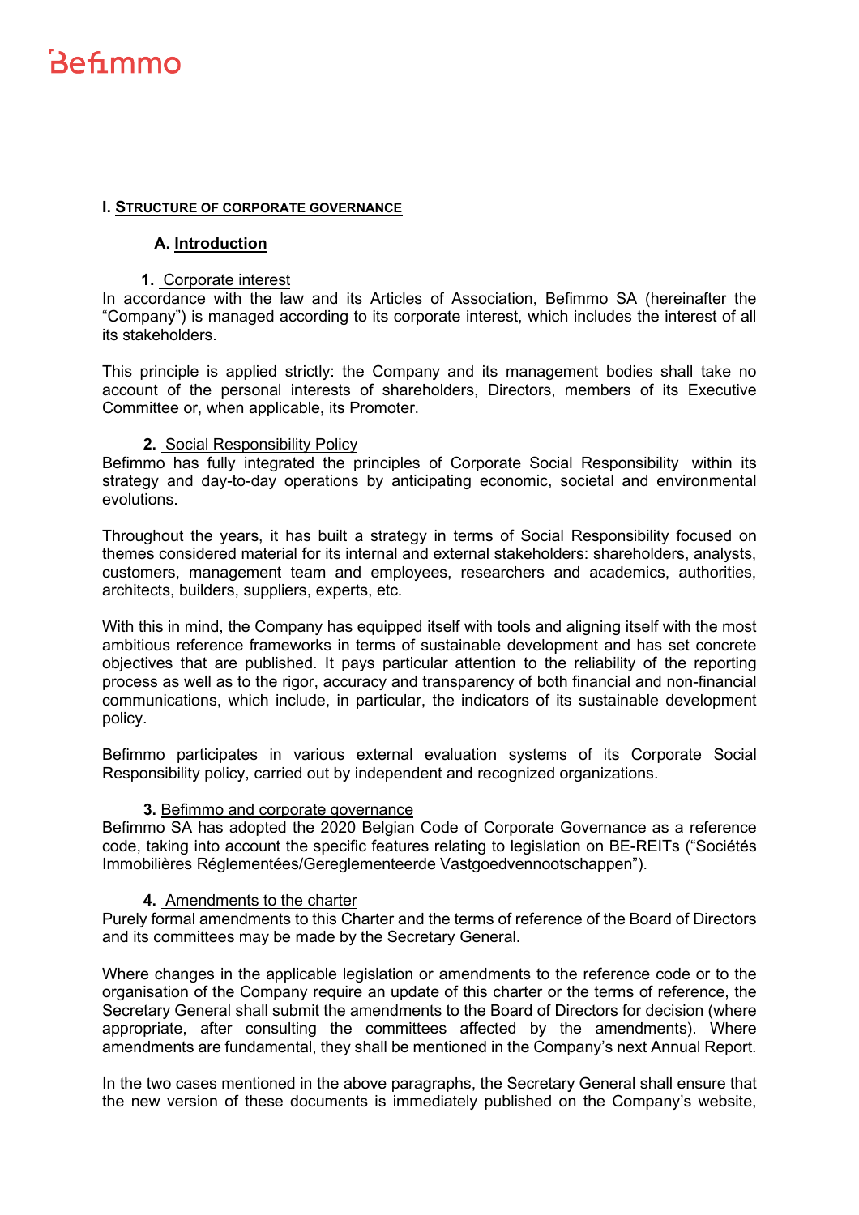# I. STRUCTURE OF CORPORATE GOVERNANCE

## A. Introduction

### 1. Corporate interest

In accordance with the law and its Articles of Association, Befimmo SA (hereinafter the "Company") is managed according to its corporate interest, which includes the interest of all its stakeholders.

This principle is applied strictly: the Company and its management bodies shall take no account of the personal interests of shareholders, Directors, members of its Executive Committee or, when applicable, its Promoter.

### 2. Social Responsibility Policy

Befimmo has fully integrated the principles of Corporate Social Responsibility within its strategy and day-to-day operations by anticipating economic, societal and environmental evolutions.

Throughout the years, it has built a strategy in terms of Social Responsibility focused on themes considered material for its internal and external stakeholders: shareholders, analysts, customers, management team and employees, researchers and academics, authorities, architects, builders, suppliers, experts, etc.

With this in mind, the Company has equipped itself with tools and aligning itself with the most ambitious reference frameworks in terms of sustainable development and has set concrete objectives that are published. It pays particular attention to the reliability of the reporting process as well as to the rigor, accuracy and transparency of both financial and non-financial communications, which include, in particular, the indicators of its sustainable development policy.

Befimmo participates in various external evaluation systems of its Corporate Social Responsibility policy, carried out by independent and recognized organizations.

### 3. Befimmo and corporate governance

Befimmo SA has adopted the 2020 Belgian Code of Corporate Governance as a reference code, taking into account the specific features relating to legislation on BE-REITs ("Sociétés Immobilières Réglementées/Gereglementeerde Vastgoedvennootschappen").

### 4. Amendments to the charter

Purely formal amendments to this Charter and the terms of reference of the Board of Directors and its committees may be made by the Secretary General.

Where changes in the applicable legislation or amendments to the reference code or to the organisation of the Company require an update of this charter or the terms of reference, the Secretary General shall submit the amendments to the Board of Directors for decision (where appropriate, after consulting the committees affected by the amendments). Where amendments are fundamental, they shall be mentioned in the Company's next Annual Report.

In the two cases mentioned in the above paragraphs, the Secretary General shall ensure that the new version of these documents is immediately published on the Company's website,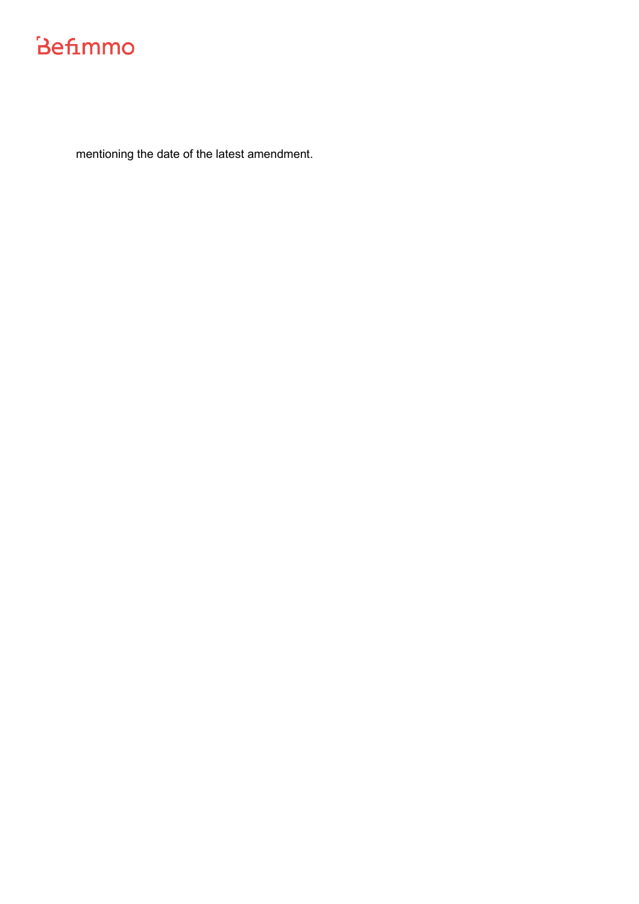mentioning the date of the latest amendment.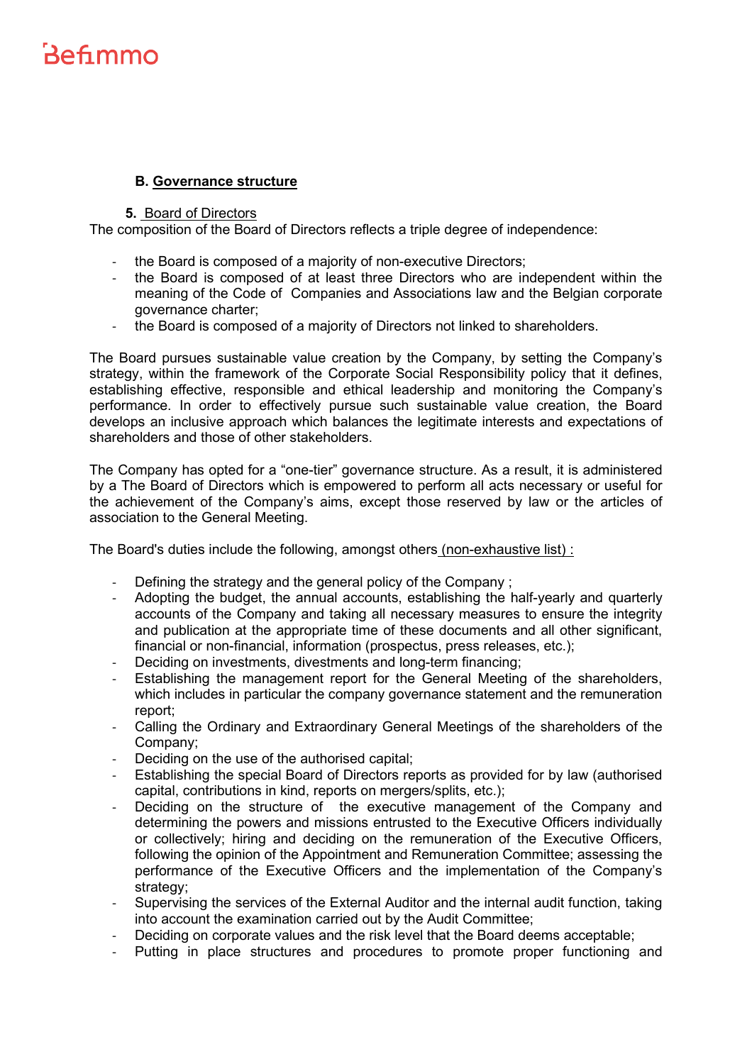## B. Governance structure

### 5. Board of Directors

The composition of the Board of Directors reflects a triple degree of independence:

- the Board is composed of a majority of non-executive Directors;
- the Board is composed of at least three Directors who are independent within the meaning of the Code of Companies and Associations law and the Belgian corporate governance charter;
- the Board is composed of a majority of Directors not linked to shareholders.

The Board pursues sustainable value creation by the Company, by setting the Company's strategy, within the framework of the Corporate Social Responsibility policy that it defines, establishing effective, responsible and ethical leadership and monitoring the Company's performance. In order to effectively pursue such sustainable value creation, the Board develops an inclusive approach which balances the legitimate interests and expectations of shareholders and those of other stakeholders.

The Company has opted for a "one-tier" governance structure. As a result, it is administered by a The Board of Directors which is empowered to perform all acts necessary or useful for the achievement of the Company's aims, except those reserved by law or the articles of association to the General Meeting.

The Board's duties include the following, amongst others (non-exhaustive list) :

- Defining the strategy and the general policy of the Company ;
- Adopting the budget, the annual accounts, establishing the half-yearly and quarterly accounts of the Company and taking all necessary measures to ensure the integrity and publication at the appropriate time of these documents and all other significant, financial or non-financial, information (prospectus, press releases, etc.);
- Deciding on investments, divestments and long-term financing;
- Establishing the management report for the General Meeting of the shareholders, which includes in particular the company governance statement and the remuneration report;
- Calling the Ordinary and Extraordinary General Meetings of the shareholders of the Company;
- Deciding on the use of the authorised capital;
- Establishing the special Board of Directors reports as provided for by law (authorised capital, contributions in kind, reports on mergers/splits, etc.);
- Deciding on the structure of the executive management of the Company and determining the powers and missions entrusted to the Executive Officers individually or collectively; hiring and deciding on the remuneration of the Executive Officers, following the opinion of the Appointment and Remuneration Committee; assessing the performance of the Executive Officers and the implementation of the Company's strategy;
- Supervising the services of the External Auditor and the internal audit function, taking into account the examination carried out by the Audit Committee;
- Deciding on corporate values and the risk level that the Board deems acceptable;
- Putting in place structures and procedures to promote proper functioning and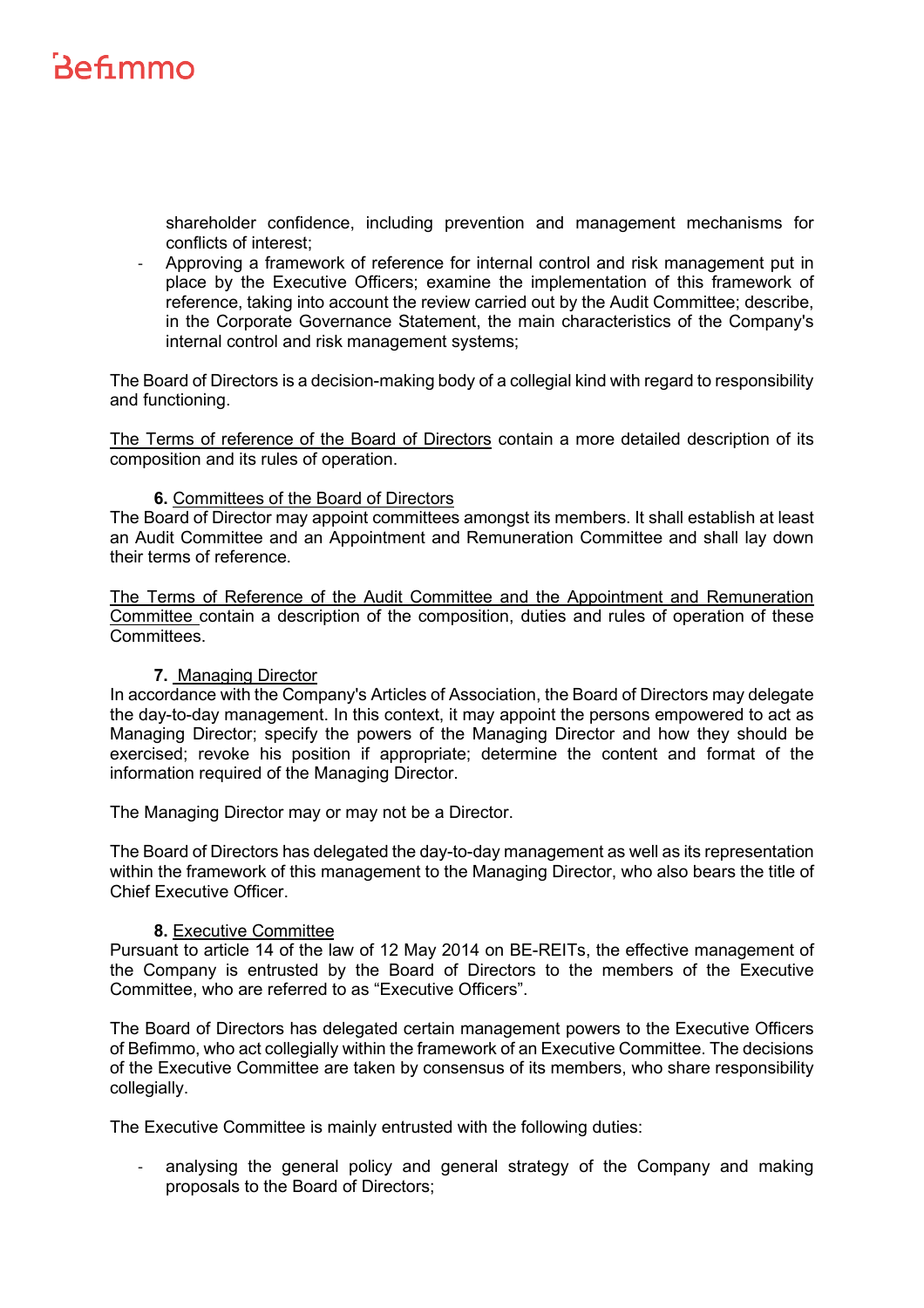shareholder confidence, including prevention and management mechanisms for conflicts of interest;

- Approving a framework of reference for internal control and risk management put in place by the Executive Officers; examine the implementation of this framework of reference, taking into account the review carried out by the Audit Committee; describe, in the Corporate Governance Statement, the main characteristics of the Company's internal control and risk management systems;

The Board of Directors is a decision-making body of a collegial kind with regard to responsibility and functioning.

The Terms of reference of the Board of Directors contain a more detailed description of its composition and its rules of operation.

### 6. Committees of the Board of Directors

The Board of Director may appoint committees amongst its members. It shall establish at least an Audit Committee and an Appointment and Remuneration Committee and shall lay down their terms of reference.

The Terms of Reference of the Audit Committee and the Appointment and Remuneration Committee contain a description of the composition, duties and rules of operation of these Committees.

### 7. Managing Director

In accordance with the Company's Articles of Association, the Board of Directors may delegate the day-to-day management. In this context, it may appoint the persons empowered to act as Managing Director; specify the powers of the Managing Director and how they should be exercised; revoke his position if appropriate; determine the content and format of the information required of the Managing Director.

The Managing Director may or may not be a Director.

The Board of Directors has delegated the day-to-day management as well as its representation within the framework of this management to the Managing Director, who also bears the title of Chief Executive Officer.

### 8. Executive Committee

Pursuant to article 14 of the law of 12 May 2014 on BE-REITs, the effective management of the Company is entrusted by the Board of Directors to the members of the Executive Committee, who are referred to as "Executive Officers".

The Board of Directors has delegated certain management powers to the Executive Officers of Befimmo, who act collegially within the framework of an Executive Committee. The decisions of the Executive Committee are taken by consensus of its members, who share responsibility collegially.

The Executive Committee is mainly entrusted with the following duties:

- analysing the general policy and general strategy of the Company and making proposals to the Board of Directors;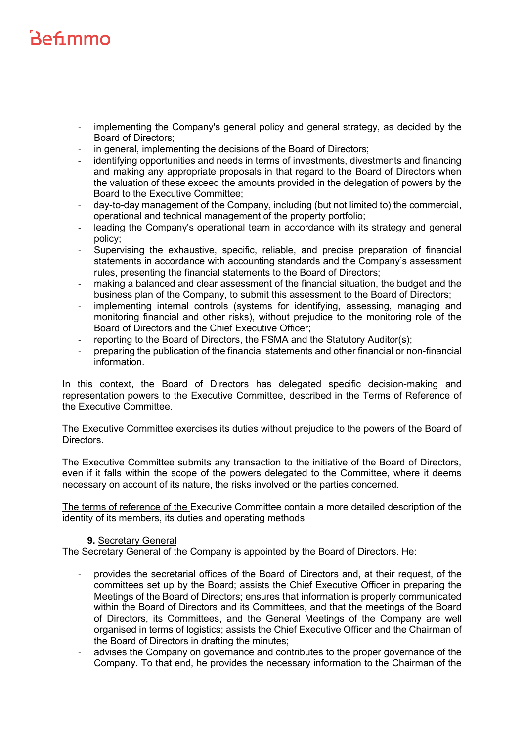- implementing the Company's general policy and general strategy, as decided by the Board of Directors;
- in general, implementing the decisions of the Board of Directors;
- identifying opportunities and needs in terms of investments, divestments and financing and making any appropriate proposals in that regard to the Board of Directors when the valuation of these exceed the amounts provided in the delegation of powers by the Board to the Executive Committee;
- day-to-day management of the Company, including (but not limited to) the commercial, operational and technical management of the property portfolio;
- leading the Company's operational team in accordance with its strategy and general policy;
- Supervising the exhaustive, specific, reliable, and precise preparation of financial statements in accordance with accounting standards and the Company's assessment rules, presenting the financial statements to the Board of Directors;
- making a balanced and clear assessment of the financial situation, the budget and the business plan of the Company, to submit this assessment to the Board of Directors;
- implementing internal controls (systems for identifying, assessing, managing and monitoring financial and other risks), without prejudice to the monitoring role of the Board of Directors and the Chief Executive Officer;
- reporting to the Board of Directors, the FSMA and the Statutory Auditor(s);
- preparing the publication of the financial statements and other financial or non-financial information.

In this context, the Board of Directors has delegated specific decision-making and representation powers to the Executive Committee, described in the Terms of Reference of the Executive Committee.

The Executive Committee exercises its duties without prejudice to the powers of the Board of Directors.

The Executive Committee submits any transaction to the initiative of the Board of Directors, even if it falls within the scope of the powers delegated to the Committee, where it deems necessary on account of its nature, the risks involved or the parties concerned.

The terms of reference of the Executive Committee contain a more detailed description of the identity of its members, its duties and operating methods.

**9.** Secretary General

The Secretary General of the Company is appointed by the Board of Directors. He:

- provides the secretarial offices of the Board of Directors and, at their request, of the committees set up by the Board; assists the Chief Executive Officer in preparing the Meetings of the Board of Directors; ensures that information is properly communicated within the Board of Directors and its Committees, and that the meetings of the Board of Directors, its Committees, and the General Meetings of the Company are well organised in terms of logistics; assists the Chief Executive Officer and the Chairman of the Board of Directors in drafting the minutes;
- advises the Company on governance and contributes to the proper governance of the Company. To that end, he provides the necessary information to the Chairman of the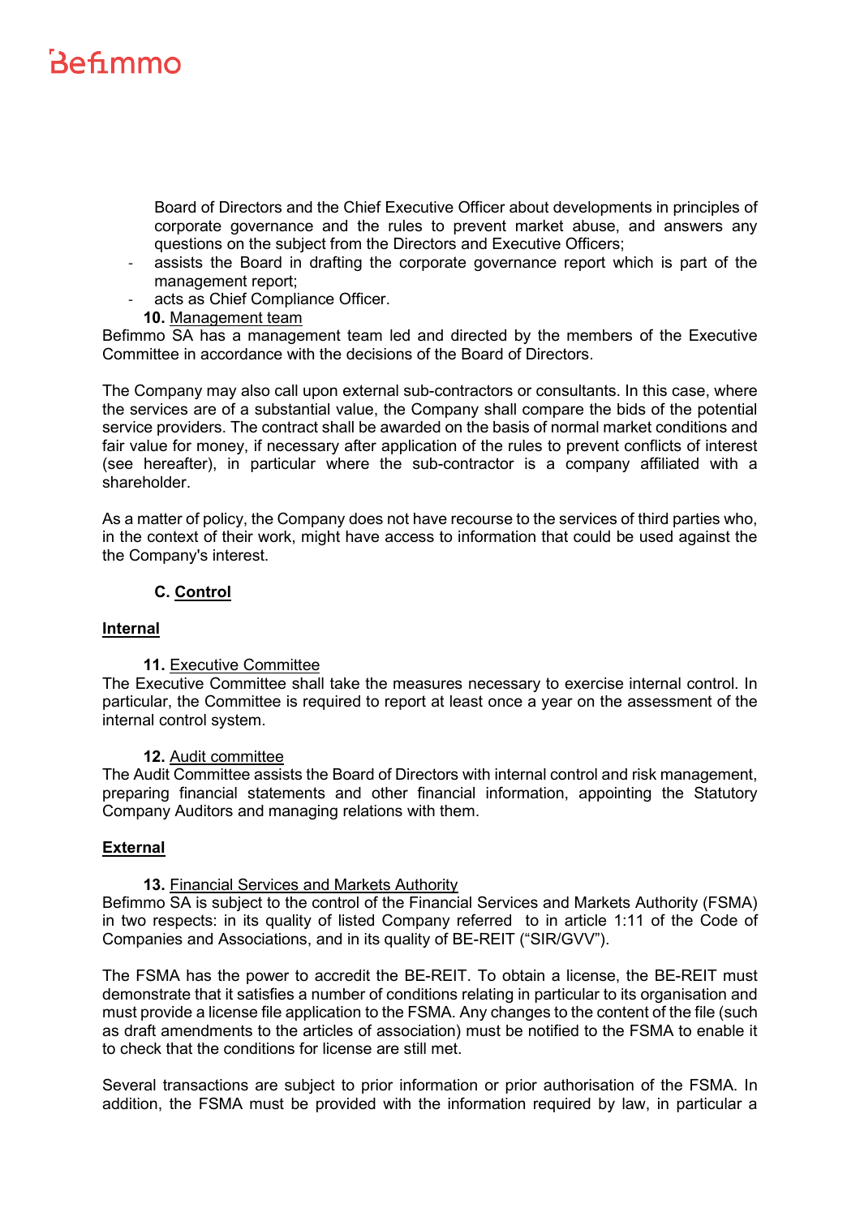Board of Directors and the Chief Executive Officer about developments in principles of corporate governance and the rules to prevent market abuse, and answers any questions on the subject from the Directors and Executive Officers;

- assists the Board in drafting the corporate governance report which is part of the management report;
- acts as Chief Compliance Officer.

**10.** Management team

Befimmo SA has a management team led and directed by the members of the Executive Committee in accordance with the decisions of the Board of Directors.

The Company may also call upon external sub-contractors or consultants. In this case, where the services are of a substantial value, the Company shall compare the bids of the potential service providers. The contract shall be awarded on the basis of normal market conditions and fair value for money, if necessary after application of the rules to prevent conflicts of interest (see hereafter), in particular where the sub-contractor is a company affiliated with a shareholder.

As a matter of policy, the Company does not have recourse to the services of third parties who, in the context of their work, might have access to information that could be used against the the Company's interest.

## C. Control

### Internal

**11.** Executive Committee

The Executive Committee shall take the measures necessary to exercise internal control. In particular, the Committee is required to report at least once a year on the assessment of the internal control system.

**12.** Audit committee

The Audit Committee assists the Board of Directors with internal control and risk management, preparing financial statements and other financial information, appointing the Statutory Company Auditors and managing relations with them.

### External

**13.** Financial Services and Markets Authority

Befimmo SA is subject to the control of the Financial Services and Markets Authority (FSMA) in two respects: in its quality of listed Company referred to in article 1:11 of the Code of Companies and Associations, and in its quality of BE-REIT ("SIR/GVV").

The FSMA has the power to accredit the BE-REIT. To obtain a license, the BE-REIT must demonstrate that it satisfies a number of conditions relating in particular to its organisation and must provide a license file application to the FSMA. Any changes to the content of the file (such as draft amendments to the articles of association) must be notified to the FSMA to enable it to check that the conditions for license are still met.

Several transactions are subject to prior information or prior authorisation of the FSMA. In addition, the FSMA must be provided with the information required by law, in particular a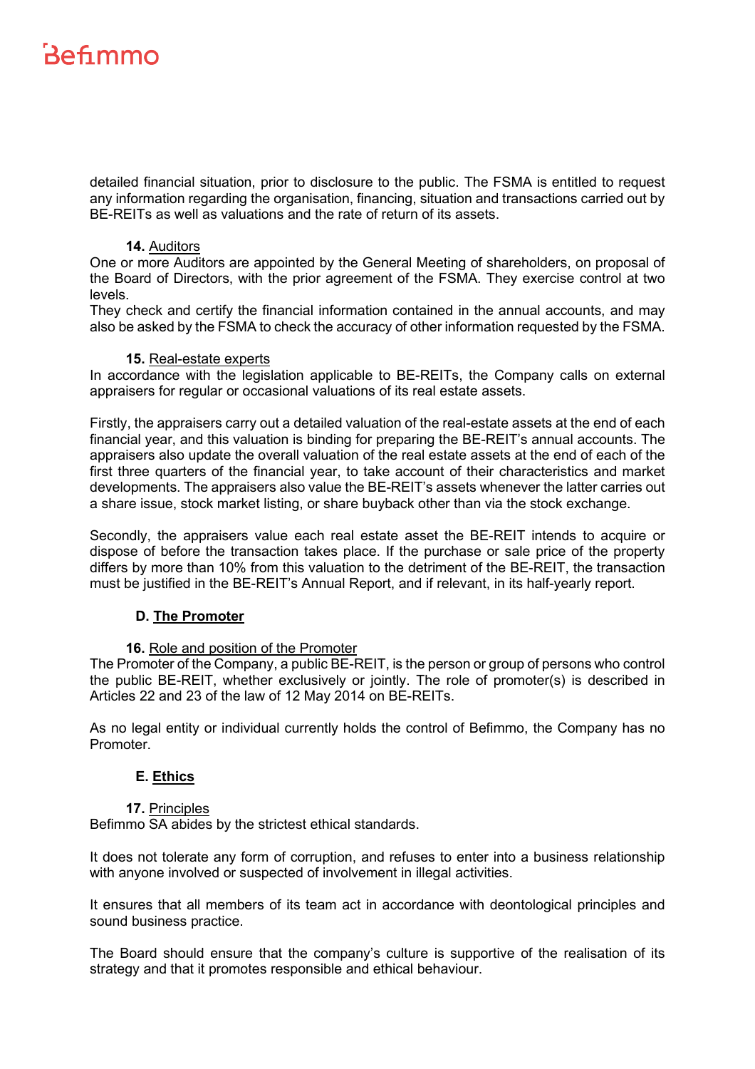detailed financial situation, prior to disclosure to the public. The FSMA is entitled to request any information regarding the organisation, financing, situation and transactions carried out by BE-REITs as well as valuations and the rate of return of its assets.

**14.** Auditors

One or more Auditors are appointed by the General Meeting of shareholders, on proposal of the Board of Directors, with the prior agreement of the FSMA. They exercise control at two levels.

They check and certify the financial information contained in the annual accounts, and may also be asked by the FSMA to check the accuracy of other information requested by the FSMA.

**15.** Real-estate experts

In accordance with the legislation applicable to BE-REITs, the Company calls on external appraisers for regular or occasional valuations of its real estate assets.

Firstly, the appraisers carry out a detailed valuation of the real-estate assets at the end of each financial year, and this valuation is binding for preparing the BE-REIT's annual accounts. The appraisers also update the overall valuation of the real estate assets at the end of each of the first three quarters of the financial year, to take account of their characteristics and market developments. The appraisers also value the BE-REIT's assets whenever the latter carries out a share issue, stock market listing, or share buyback other than via the stock exchange.

Secondly, the appraisers value each real estate asset the BE-REIT intends to acquire or dispose of before the transaction takes place. If the purchase or sale price of the property differs by more than 10% from this valuation to the detriment of the BE-REIT, the transaction must be justified in the BE-REIT's Annual Report, and if relevant, in its half-yearly report.

## D. The Promoter

**16.** Role and position of the Promoter

The Promoter of the Company, a public BE-REIT, is the person or group of persons who control the public BE-REIT, whether exclusively or jointly. The role of promoter(s) is described in Articles 22 and 23 of the law of 12 May 2014 on BE-REITs.

As no legal entity or individual currently holds the control of Befimmo, the Company has no Promoter.

## E. Ethics

**17.** Principles

Befimmo SA abides by the strictest ethical standards.

It does not tolerate any form of corruption, and refuses to enter into a business relationship with anyone involved or suspected of involvement in illegal activities.

It ensures that all members of its team act in accordance with deontological principles and sound business practice.

The Board should ensure that the company's culture is supportive of the realisation of its strategy and that it promotes responsible and ethical behaviour.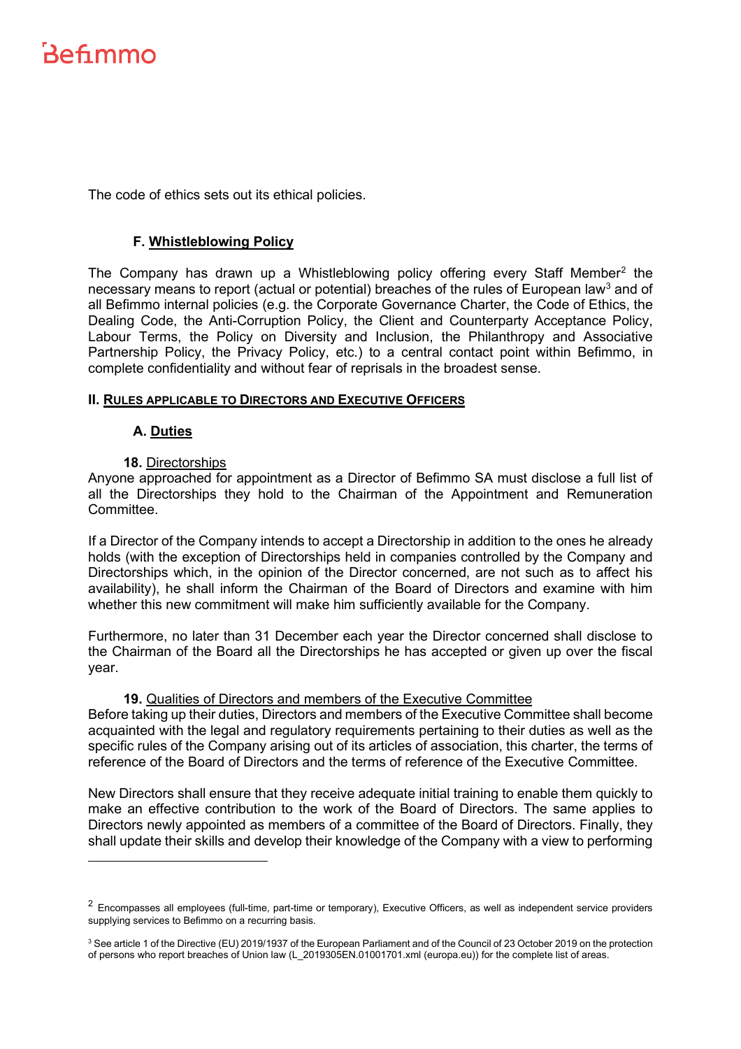The code of ethics sets out its ethical policies.

### F. Whistleblowing Policy

The Company has drawn up a Whistleblowing policy offering every Staff Member[2] the necessary means to report (actual or potential) breaches of the rules of European law[3] and of all Befimmo internal policies (e.g. the Corporate Governance Charter, the Code of Ethics, the Dealing Code, the Anti-Corruption Policy, the Client and Counterparty Acceptance Policy, Labour Terms, the Policy on Diversity and Inclusion, the Philanthropy and Associative Partnership Policy, the Privacy Policy, etc.) to a central contact point within Befimmo, in complete confidentiality and without fear of reprisals in the broadest sense.

## II. Rules applicable to Directors and Executive Officers

### A. Duties

**18.** Directorships

Anyone approached for appointment as a Director of Befimmo SA must disclose a full list of all the Directorships they hold to the Chairman of the Appointment and Remuneration Committee.

If a Director of the Company intends to accept a Directorship in addition to the ones he already holds (with the exception of Directorships held in companies controlled by the Company and Directorships which, in the opinion of the Director concerned, are not such as to affect his availability), he shall inform the Chairman of the Board of Directors and examine with him whether this new commitment will make him sufficiently available for the Company.

Furthermore, no later than 31 December each year the Director concerned shall disclose to the Chairman of the Board all the Directorships he has accepted or given up over the fiscal year.

**19.** Qualities of Directors and members of the Executive Committee

Before taking up their duties, Directors and members of the Executive Committee shall become acquainted with the legal and regulatory requirements pertaining to their duties as well as the specific rules of the Company arising out of its articles of association, this charter, the terms of reference of the Board of Directors and the terms of reference of the Executive Committee.

New Directors shall ensure that they receive adequate initial training to enable them quickly to make an effective contribution to the work of the Board of Directors. The same applies to Directors newly appointed as members of a committee of the Board of Directors. Finally, they shall update their skills and develop their knowledge of the Company with a view to performing

---

[2] Encompasses all employees (full-time, part-time or temporary), Executive Officers, as well as independent service providers supplying services to Befimmo on a recurring basis.

[3] See article 1 of the Directive (EU) 2019/1937 of the European Parliament and of the Council of 23 October 2019 on the protection of persons who report breaches of Union law (L_2019305EN.01001701.xml (europa.eu)) for the complete list of areas.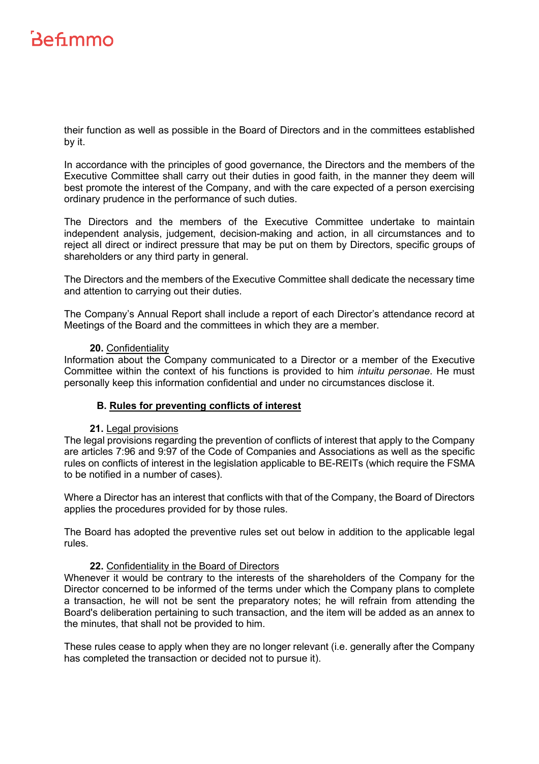their function as well as possible in the Board of Directors and in the committees established by it.

In accordance with the principles of good governance, the Directors and the members of the Executive Committee shall carry out their duties in good faith, in the manner they deem will best promote the interest of the Company, and with the care expected of a person exercising ordinary prudence in the performance of such duties.

The Directors and the members of the Executive Committee undertake to maintain independent analysis, judgement, decision-making and action, in all circumstances and to reject all direct or indirect pressure that may be put on them by Directors, specific groups of shareholders or any third party in general.

The Directors and the members of the Executive Committee shall dedicate the necessary time and attention to carrying out their duties.

The Company's Annual Report shall include a report of each Director's attendance record at Meetings of the Board and the committees in which they are a member.

**20.** Confidentiality

Information about the Company communicated to a Director or a member of the Executive Committee within the context of his functions is provided to him *intuitu personae*. He must personally keep this information confidential and under no circumstances disclose it.

### B. Rules for preventing conflicts of interest

**21.** Legal provisions

The legal provisions regarding the prevention of conflicts of interest that apply to the Company are articles 7:96 and 9:97 of the Code of Companies and Associations as well as the specific rules on conflicts of interest in the legislation applicable to BE-REITs (which require the FSMA to be notified in a number of cases).

Where a Director has an interest that conflicts with that of the Company, the Board of Directors applies the procedures provided for by those rules.

The Board has adopted the preventive rules set out below in addition to the applicable legal rules.

**22.** Confidentiality in the Board of Directors

Whenever it would be contrary to the interests of the shareholders of the Company for the Director concerned to be informed of the terms under which the Company plans to complete a transaction, he will not be sent the preparatory notes; he will refrain from attending the Board's deliberation pertaining to such transaction, and the item will be added as an annex to the minutes, that shall not be provided to him.

These rules cease to apply when they are no longer relevant (i.e. generally after the Company has completed the transaction or decided not to pursue it).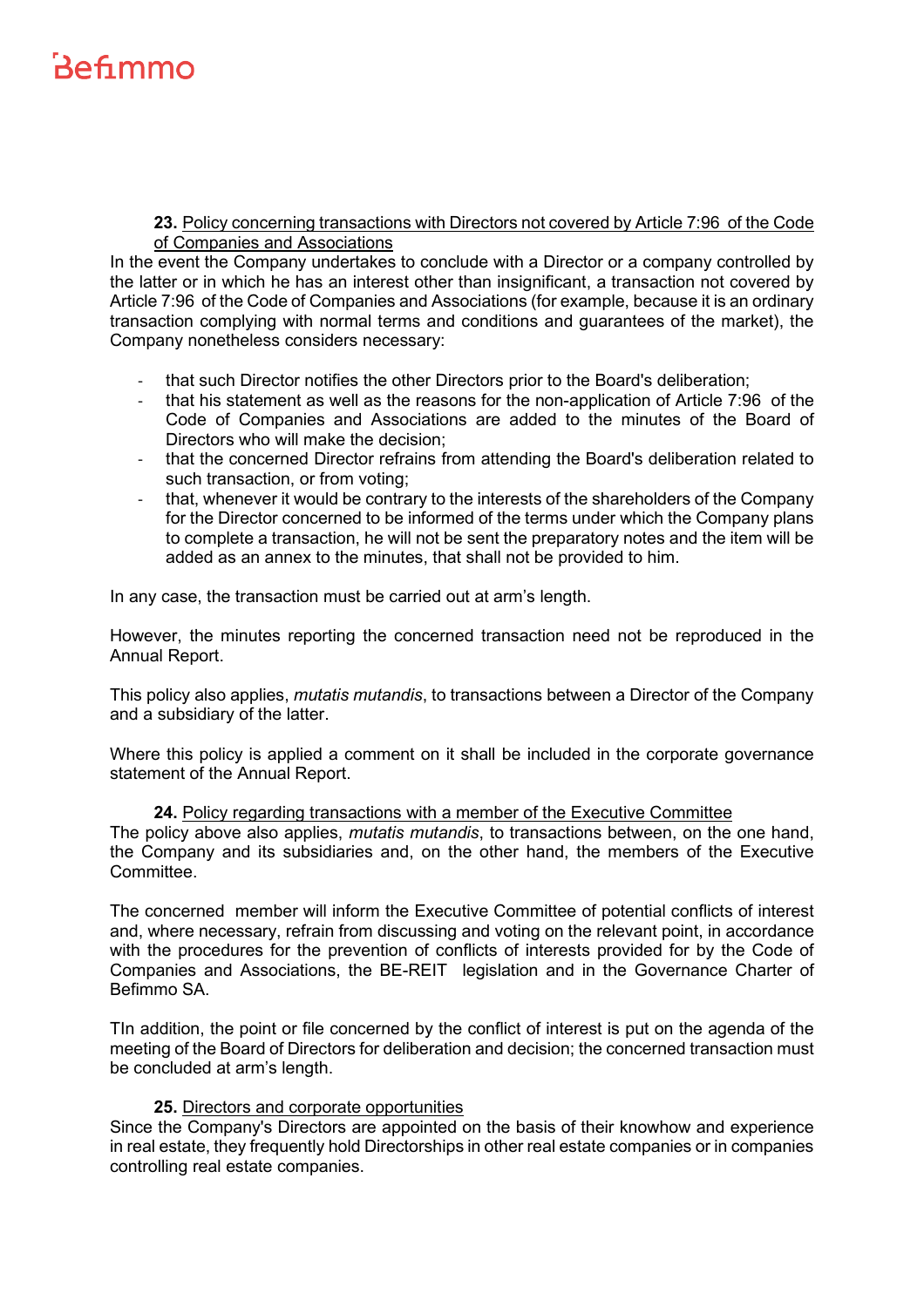**23.** Policy concerning transactions with Directors not covered by Article 7:96 of the Code of Companies and Associations

In the event the Company undertakes to conclude with a Director or a company controlled by the latter or in which he has an interest other than insignificant, a transaction not covered by Article 7:96 of the Code of Companies and Associations (for example, because it is an ordinary transaction complying with normal terms and conditions and guarantees of the market), the Company nonetheless considers necessary:

- that such Director notifies the other Directors prior to the Board's deliberation;
- that his statement as well as the reasons for the non-application of Article 7:96 of the Code of Companies and Associations are added to the minutes of the Board of Directors who will make the decision;
- that the concerned Director refrains from attending the Board's deliberation related to such transaction, or from voting;
- that, whenever it would be contrary to the interests of the shareholders of the Company for the Director concerned to be informed of the terms under which the Company plans to complete a transaction, he will not be sent the preparatory notes and the item will be added as an annex to the minutes, that shall not be provided to him.

In any case, the transaction must be carried out at arm's length.

However, the minutes reporting the concerned transaction need not be reproduced in the Annual Report.

This policy also applies, *mutatis mutandis*, to transactions between a Director of the Company and a subsidiary of the latter.

Where this policy is applied a comment on it shall be included in the corporate governance statement of the Annual Report.

**24.** Policy regarding transactions with a member of the Executive Committee

The policy above also applies, *mutatis mutandis*, to transactions between, on the one hand, the Company and its subsidiaries and, on the other hand, the members of the Executive Committee.

The concerned member will inform the Executive Committee of potential conflicts of interest and, where necessary, refrain from discussing and voting on the relevant point, in accordance with the procedures for the prevention of conflicts of interests provided for by the Code of Companies and Associations, the BE-REIT legislation and in the Governance Charter of Befimmo SA.

TIn addition, the point or file concerned by the conflict of interest is put on the agenda of the meeting of the Board of Directors for deliberation and decision; the concerned transaction must be concluded at arm's length.

**25.** Directors and corporate opportunities

Since the Company's Directors are appointed on the basis of their knowhow and experience in real estate, they frequently hold Directorships in other real estate companies or in companies controlling real estate companies.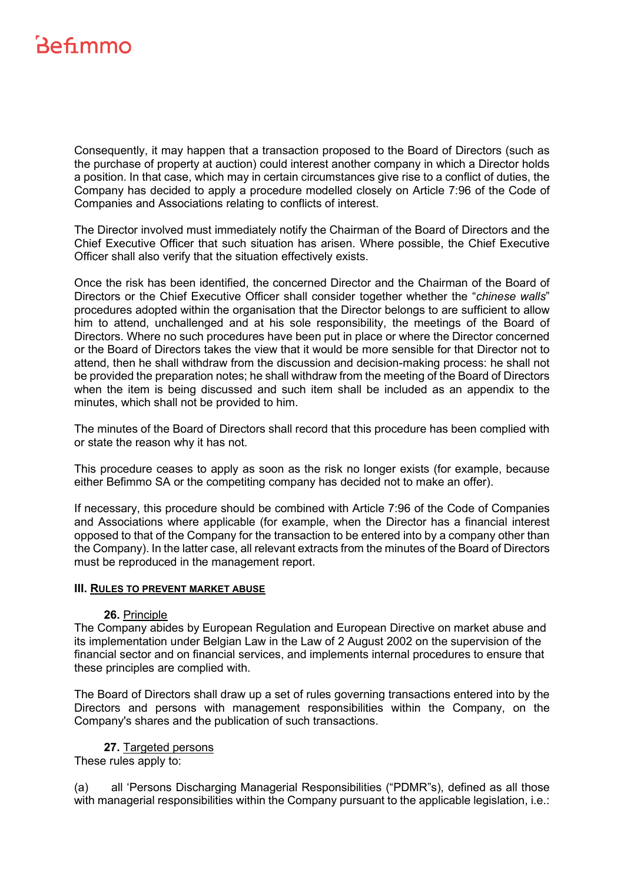Consequently, it may happen that a transaction proposed to the Board of Directors (such as the purchase of property at auction) could interest another company in which a Director holds a position. In that case, which may in certain circumstances give rise to a conflict of duties, the Company has decided to apply a procedure modelled closely on Article 7:96 of the Code of Companies and Associations relating to conflicts of interest.

The Director involved must immediately notify the Chairman of the Board of Directors and the Chief Executive Officer that such situation has arisen. Where possible, the Chief Executive Officer shall also verify that the situation effectively exists.

Once the risk has been identified, the concerned Director and the Chairman of the Board of Directors or the Chief Executive Officer shall consider together whether the "*chinese walls*" procedures adopted within the organisation that the Director belongs to are sufficient to allow him to attend, unchallenged and at his sole responsibility, the meetings of the Board of Directors. Where no such procedures have been put in place or where the Director concerned or the Board of Directors takes the view that it would be more sensible for that Director not to attend, then he shall withdraw from the discussion and decision-making process: he shall not be provided the preparation notes; he shall withdraw from the meeting of the Board of Directors when the item is being discussed and such item shall be included as an appendix to the minutes, which shall not be provided to him.

The minutes of the Board of Directors shall record that this procedure has been complied with or state the reason why it has not.

This procedure ceases to apply as soon as the risk no longer exists (for example, because either Befimmo SA or the competiting company has decided not to make an offer).

If necessary, this procedure should be combined with Article 7:96 of the Code of Companies and Associations where applicable (for example, when the Director has a financial interest opposed to that of the Company for the transaction to be entered into by a company other than the Company). In the latter case, all relevant extracts from the minutes of the Board of Directors must be reproduced in the management report.

### III. Rules to prevent market abuse

#### 26. Principle

The Company abides by European Regulation and European Directive on market abuse and its implementation under Belgian Law in the Law of 2 August 2002 on the supervision of the financial sector and on financial services, and implements internal procedures to ensure that these principles are complied with.

The Board of Directors shall draw up a set of rules governing transactions entered into by the Directors and persons with management responsibilities within the Company, on the Company's shares and the publication of such transactions.

#### 27. Targeted persons

These rules apply to:

(a) all 'Persons Discharging Managerial Responsibilities ("PDMR"s), defined as all those with managerial responsibilities within the Company pursuant to the applicable legislation, i.e.: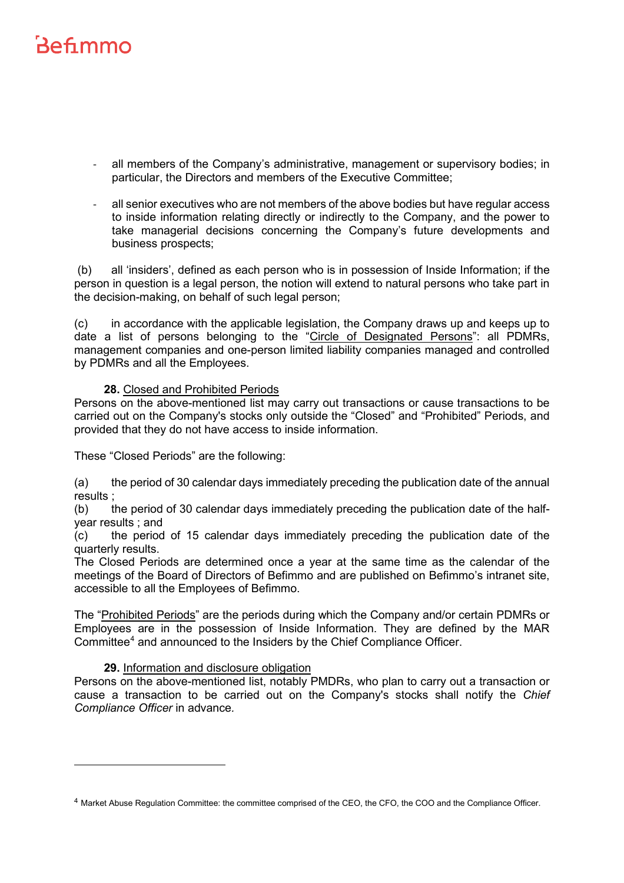- all members of the Company's administrative, management or supervisory bodies; in particular, the Directors and members of the Executive Committee;

- all senior executives who are not members of the above bodies but have regular access to inside information relating directly or indirectly to the Company, and the power to take managerial decisions concerning the Company's future developments and business prospects;

(b) all 'insiders', defined as each person who is in possession of Inside Information; if the person in question is a legal person, the notion will extend to natural persons who take part in the decision-making, on behalf of such legal person;

(c) in accordance with the applicable legislation, the Company draws up and keeps up to date a list of persons belonging to the "Circle of Designated Persons": all PDMRs, management companies and one-person limited liability companies managed and controlled by PDMRs and all the Employees.

**28.** Closed and Prohibited Periods

Persons on the above-mentioned list may carry out transactions or cause transactions to be carried out on the Company's stocks only outside the "Closed" and "Prohibited" Periods, and provided that they do not have access to inside information.

These "Closed Periods" are the following:

(a) the period of 30 calendar days immediately preceding the publication date of the annual results ;
(b) the period of 30 calendar days immediately preceding the publication date of the half-year results ; and
(c) the period of 15 calendar days immediately preceding the publication date of the quarterly results.
The Closed Periods are determined once a year at the same time as the calendar of the meetings of the Board of Directors of Befimmo and are published on Befimmo's intranet site, accessible to all the Employees of Befimmo.

The "Prohibited Periods" are the periods during which the Company and/or certain PDMRs or Employees are in the possession of Inside Information. They are defined by the MAR Committee[4] and announced to the Insiders by the Chief Compliance Officer.

**29.** Information and disclosure obligation

Persons on the above-mentioned list, notably PMDRs, who plan to carry out a transaction or cause a transaction to be carried out on the Company's stocks shall notify the *Chief Compliance Officer* in advance.

[4] Market Abuse Regulation Committee: the committee comprised of the CEO, the CFO, the COO and the Compliance Officer.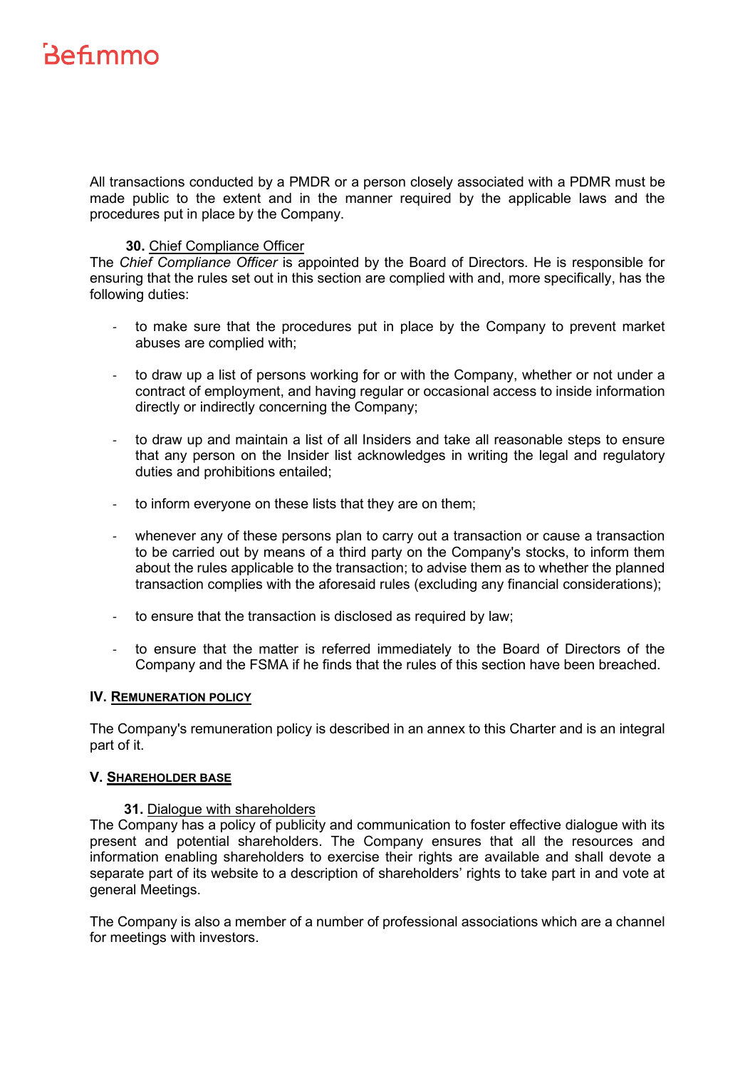All transactions conducted by a PMDR or a person closely associated with a PDMR must be made public to the extent and in the manner required by the applicable laws and the procedures put in place by the Company.

**30.** Chief Compliance Officer

The *Chief Compliance Officer* is appointed by the Board of Directors. He is responsible for ensuring that the rules set out in this section are complied with and, more specifically, has the following duties:

- to make sure that the procedures put in place by the Company to prevent market abuses are complied with;
- to draw up a list of persons working for or with the Company, whether or not under a contract of employment, and having regular or occasional access to inside information directly or indirectly concerning the Company;
- to draw up and maintain a list of all Insiders and take all reasonable steps to ensure that any person on the Insider list acknowledges in writing the legal and regulatory duties and prohibitions entailed;
- to inform everyone on these lists that they are on them;
- whenever any of these persons plan to carry out a transaction or cause a transaction to be carried out by means of a third party on the Company's stocks, to inform them about the rules applicable to the transaction; to advise them as to whether the planned transaction complies with the aforesaid rules (excluding any financial considerations);
- to ensure that the transaction is disclosed as required by law;
- to ensure that the matter is referred immediately to the Board of Directors of the Company and the FSMA if he finds that the rules of this section have been breached.

## IV. REMUNERATION POLICY

The Company's remuneration policy is described in an annex to this Charter and is an integral part of it.

## V. SHAREHOLDER BASE

**31.** Dialogue with shareholders

The Company has a policy of publicity and communication to foster effective dialogue with its present and potential shareholders. The Company ensures that all the resources and information enabling shareholders to exercise their rights are available and shall devote a separate part of its website to a description of shareholders' rights to take part in and vote at general Meetings.

The Company is also a member of a number of professional associations which are a channel for meetings with investors.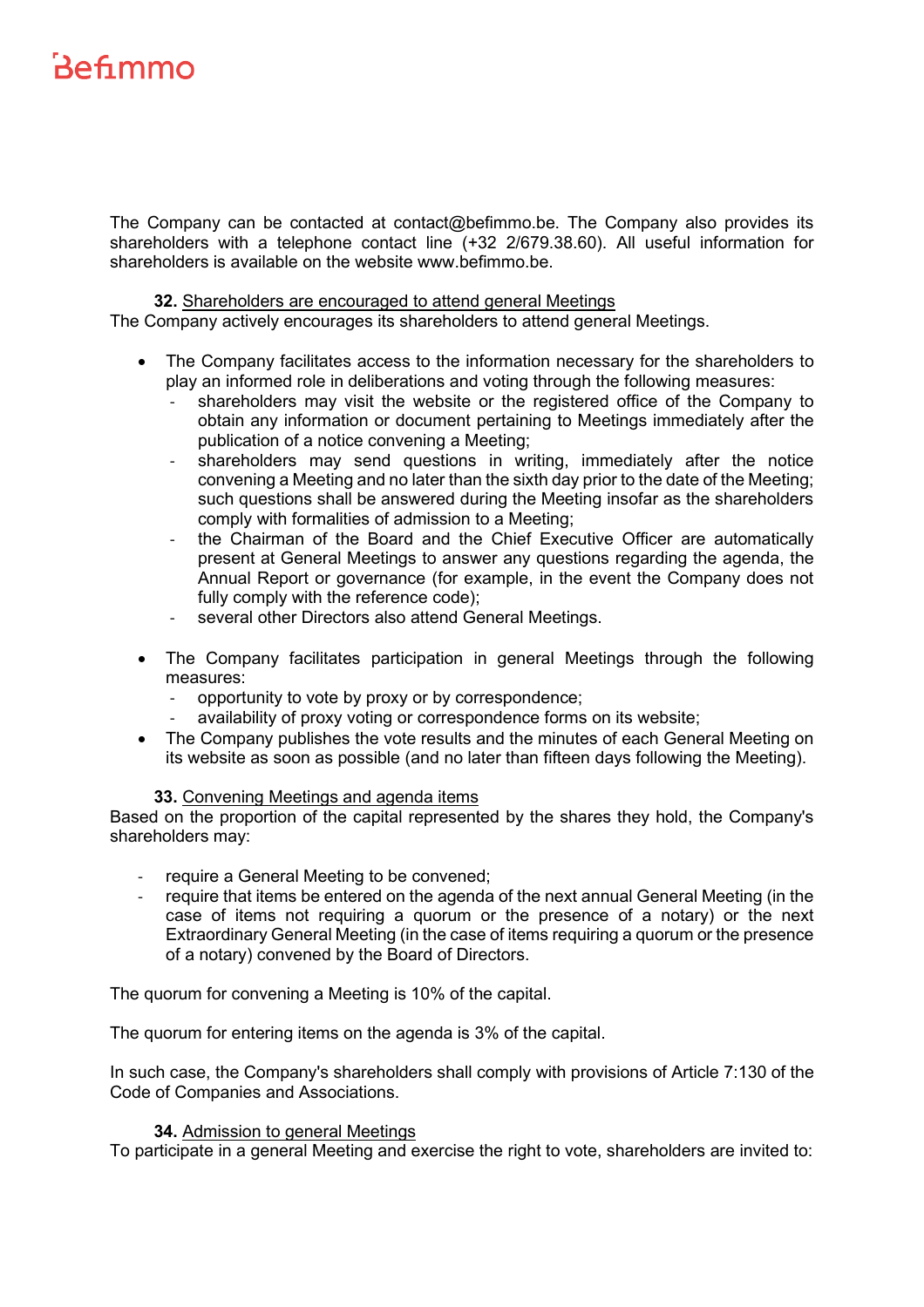The Company can be contacted at contact@befimmo.be. The Company also provides its shareholders with a telephone contact line (+32 2/679.38.60). All useful information for shareholders is available on the website www.befimmo.be.

**32.** Shareholders are encouraged to attend general Meetings

The Company actively encourages its shareholders to attend general Meetings.

- The Company facilitates access to the information necessary for the shareholders to play an informed role in deliberations and voting through the following measures:
  - shareholders may visit the website or the registered office of the Company to obtain any information or document pertaining to Meetings immediately after the publication of a notice convening a Meeting;
  - shareholders may send questions in writing, immediately after the notice convening a Meeting and no later than the sixth day prior to the date of the Meeting; such questions shall be answered during the Meeting insofar as the shareholders comply with formalities of admission to a Meeting;
  - the Chairman of the Board and the Chief Executive Officer are automatically present at General Meetings to answer any questions regarding the agenda, the Annual Report or governance (for example, in the event the Company does not fully comply with the reference code);
  - several other Directors also attend General Meetings.

- The Company facilitates participation in general Meetings through the following measures:
  - opportunity to vote by proxy or by correspondence;
  - availability of proxy voting or correspondence forms on its website;
- The Company publishes the vote results and the minutes of each General Meeting on its website as soon as possible (and no later than fifteen days following the Meeting).

**33.** Convening Meetings and agenda items

Based on the proportion of the capital represented by the shares they hold, the Company's shareholders may:

- require a General Meeting to be convened;
- require that items be entered on the agenda of the next annual General Meeting (in the case of items not requiring a quorum or the presence of a notary) or the next Extraordinary General Meeting (in the case of items requiring a quorum or the presence of a notary) convened by the Board of Directors.

The quorum for convening a Meeting is 10% of the capital.

The quorum for entering items on the agenda is 3% of the capital.

In such case, the Company's shareholders shall comply with provisions of Article 7:130 of the Code of Companies and Associations.

**34.** Admission to general Meetings

To participate in a general Meeting and exercise the right to vote, shareholders are invited to: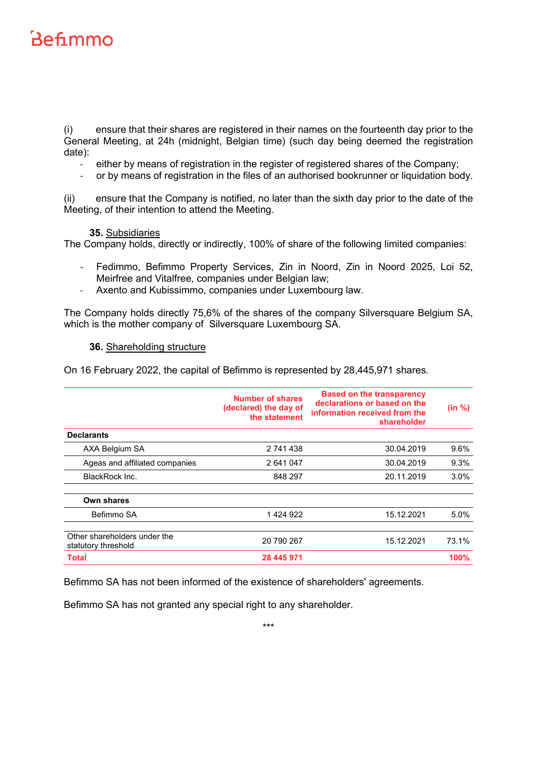(i) ensure that their shares are registered in their names on the fourteenth day prior to the General Meeting, at 24h (midnight, Belgian time) (such day being deemed the registration date):

- either by means of registration in the register of registered shares of the Company;
- or by means of registration in the files of an authorised bookrunner or liquidation body.

(ii) ensure that the Company is notified, no later than the sixth day prior to the date of the Meeting, of their intention to attend the Meeting.

**35.** Subsidiaries

The Company holds, directly or indirectly, 100% of share of the following limited companies:

- Fedimmo, Befimmo Property Services, Zin in Noord, Zin in Noord 2025, Loi 52, Meirfree and Vitalfree, companies under Belgian law;
- Axento and Kubissimmo, companies under Luxembourg law.

The Company holds directly 75,6% of the shares of the company Silversquare Belgium SA, which is the mother company of Silversquare Luxembourg SA.

**36.** Shareholding structure

On 16 February 2022, the capital of Befimmo is represented by 28,445,971 shares.

| | Number of shares (declared) the day of the statement | Based on the transparency declarations or based on the information received from the shareholder | (in %) |
|---|---|---|---|
| **Declarants** | | | |
| AXA Belgium SA | 2 741 438 | 30.04.2019 | 9.6% |
| Ageas and affiliated companies | 2 641 047 | 30.04.2019 | 9.3% |
| BlackRock Inc. | 848 297 | 20.11.2019 | 3.0% |
| **Own shares** | | | |
| Befimmo SA | 1 424 922 | 15.12.2021 | 5.0% |
| Other shareholders under the statutory threshold | 20 790 267 | 15.12.2021 | 73.1% |
| **Total** | **28 445 971** | | **100%** |

Befimmo SA has not been informed of the existence of shareholders' agreements.

Befimmo SA has not granted any special right to any shareholder.

***